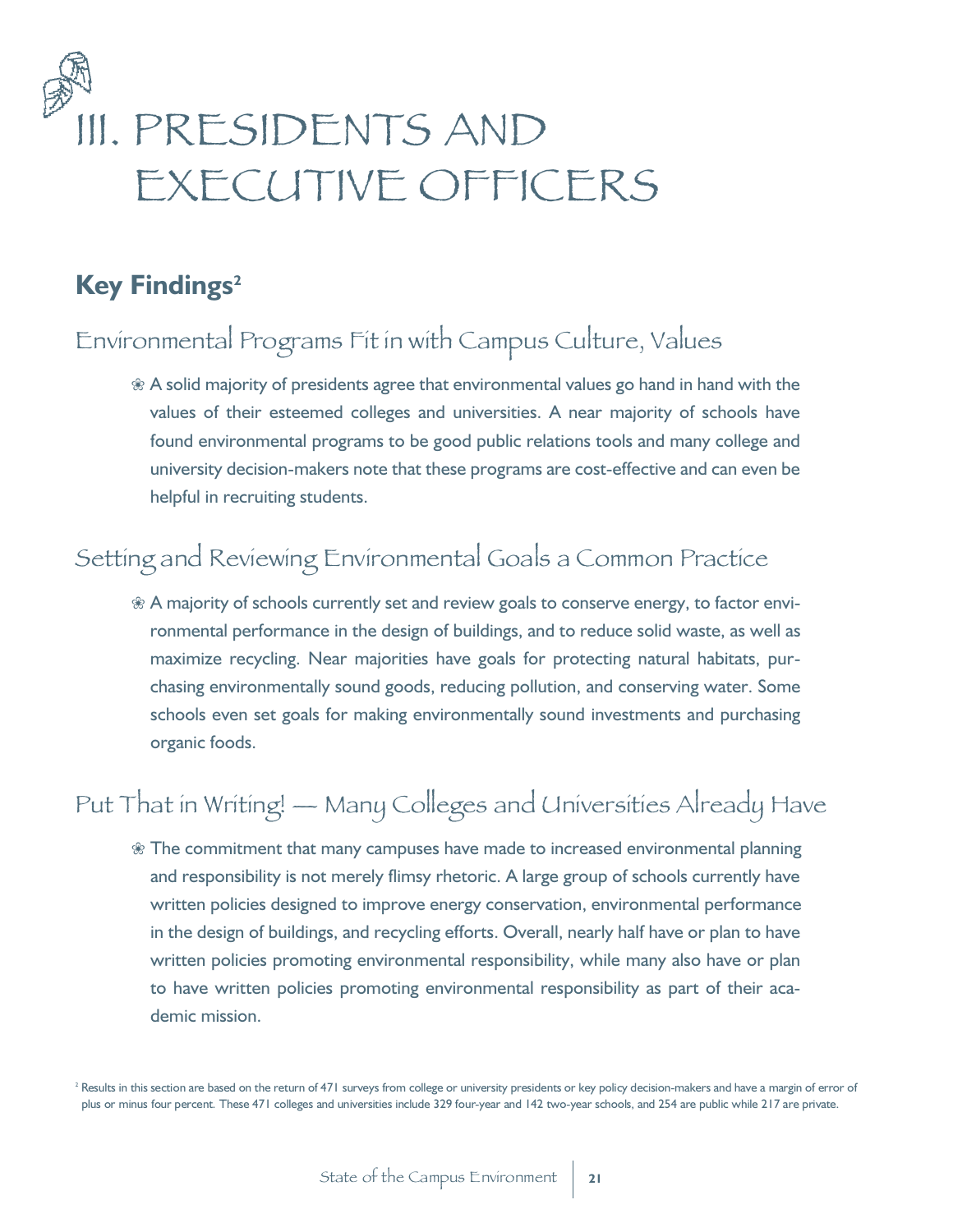# III. PRESIDENTS AND EXECUTIVE OFFICERS

## Key Findings[2]

### Environmental Programs Fit in with Campus Culture, Values

- A solid majority of presidents agree that environmental values go hand in hand with the values of their esteemed colleges and universities. A near majority of schools have found environmental programs to be good public relations tools and many college and university decision-makers note that these programs are cost-effective and can even be helpful in recruiting students.

### Setting and Reviewing Environmental Goals a Common Practice

- A majority of schools currently set and review goals to conserve energy, to factor environmental performance in the design of buildings, and to reduce solid waste, as well as maximize recycling. Near majorities have goals for protecting natural habitats, purchasing environmentally sound goods, reducing pollution, and conserving water. Some schools even set goals for making environmentally sound investments and purchasing organic foods.

### Put That in Writing! — Many Colleges and Universities Already Have

- The commitment that many campuses have made to increased environmental planning and responsibility is not merely flimsy rhetoric. A large group of schools currently have written policies designed to improve energy conservation, environmental performance in the design of buildings, and recycling efforts. Overall, nearly half have or plan to have written policies promoting environmental responsibility, while many also have or plan to have written policies promoting environmental responsibility as part of their academic mission.

[2] Results in this section are based on the return of 471 surveys from college or university presidents or key policy decision-makers and have a margin of error of plus or minus four percent. These 471 colleges and universities include 329 four-year and 142 two-year schools, and 254 are public while 217 are private.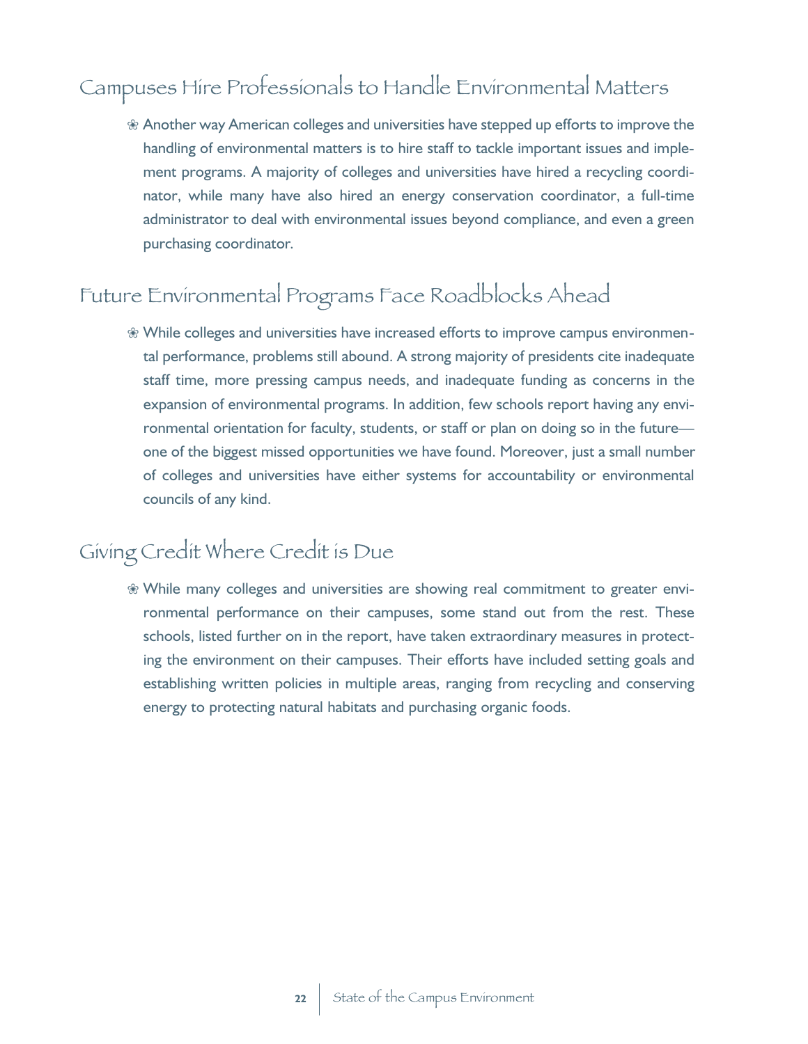## Campuses Hire Professionals to Handle Environmental Matters

- Another way American colleges and universities have stepped up efforts to improve the handling of environmental matters is to hire staff to tackle important issues and implement programs. A majority of colleges and universities have hired a recycling coordinator, while many have also hired an energy conservation coordinator, a full-time administrator to deal with environmental issues beyond compliance, and even a green purchasing coordinator.

## Future Environmental Programs Face Roadblocks Ahead

- While colleges and universities have increased efforts to improve campus environmental performance, problems still abound. A strong majority of presidents cite inadequate staff time, more pressing campus needs, and inadequate funding as concerns in the expansion of environmental programs. In addition, few schools report having any environmental orientation for faculty, students, or staff or plan on doing so in the future—one of the biggest missed opportunities we have found. Moreover, just a small number of colleges and universities have either systems for accountability or environmental councils of any kind.

## Giving Credit Where Credit is Due

- While many colleges and universities are showing real commitment to greater environmental performance on their campuses, some stand out from the rest. These schools, listed further on in the report, have taken extraordinary measures in protecting the environment on their campuses. Their efforts have included setting goals and establishing written policies in multiple areas, ranging from recycling and conserving energy to protecting natural habitats and purchasing organic foods.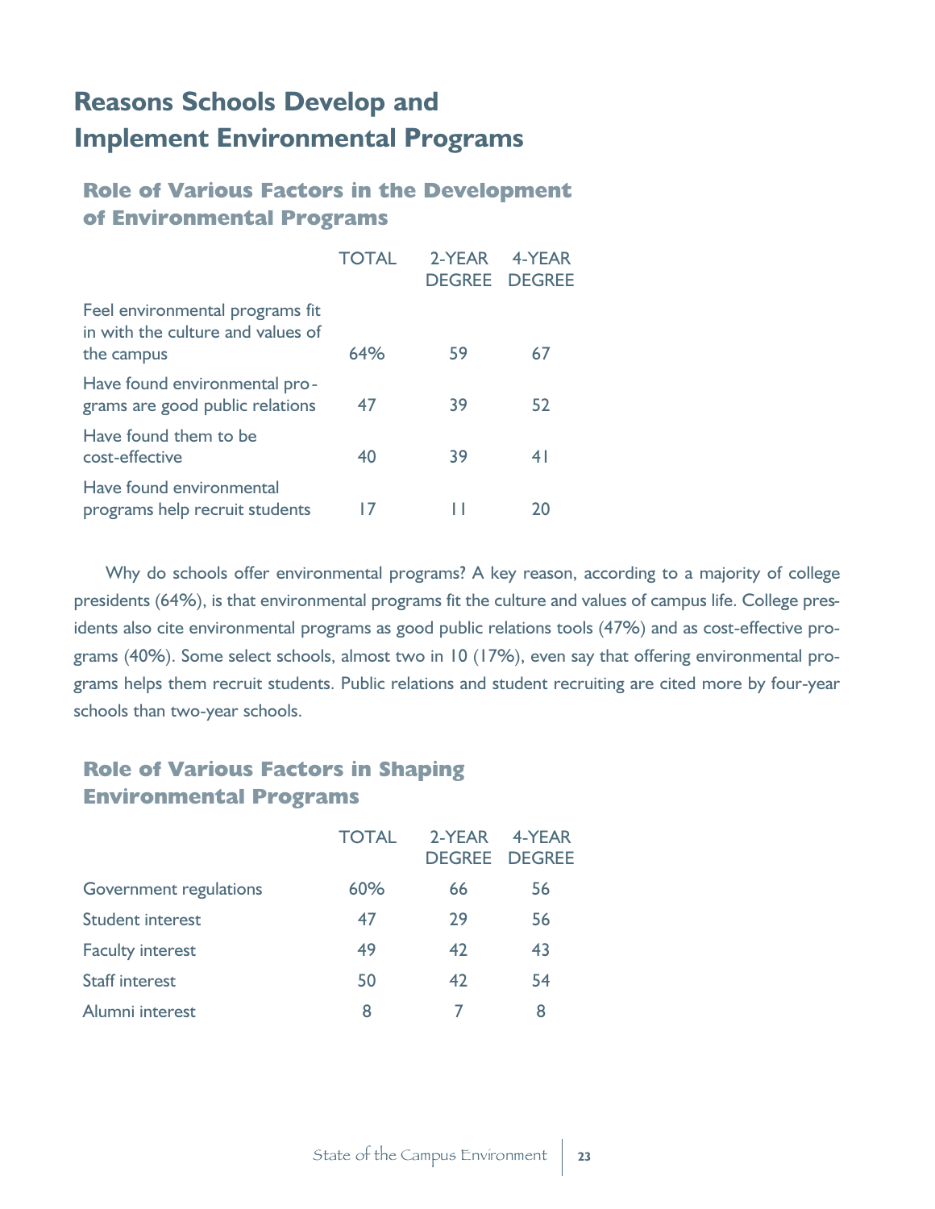# Reasons Schools Develop and Implement Environmental Programs

## Role of Various Factors in the Development of Environmental Programs

| | TOTAL | 2-YEAR DEGREE | 4-YEAR DEGREE |
|---|---|---|---|
| Feel environmental programs fit in with the culture and values of the campus | 64% | 59 | 67 |
| Have found environmental programs are good public relations | 47 | 39 | 52 |
| Have found them to be cost-effective | 40 | 39 | 41 |
| Have found environmental programs help recruit students | 17 | 11 | 20 |

Why do schools offer environmental programs? A key reason, according to a majority of college presidents (64%), is that environmental programs fit the culture and values of campus life. College presidents also cite environmental programs as good public relations tools (47%) and as cost-effective programs (40%). Some select schools, almost two in 10 (17%), even say that offering environmental programs helps them recruit students. Public relations and student recruiting are cited more by four-year schools than two-year schools.

## Role of Various Factors in Shaping Environmental Programs

| | TOTAL | 2-YEAR DEGREE | 4-YEAR DEGREE |
|---|---|---|---|
| Government regulations | 60% | 66 | 56 |
| Student interest | 47 | 29 | 56 |
| Faculty interest | 49 | 42 | 43 |
| Staff interest | 50 | 42 | 54 |
| Alumni interest | 8 | 7 | 8 |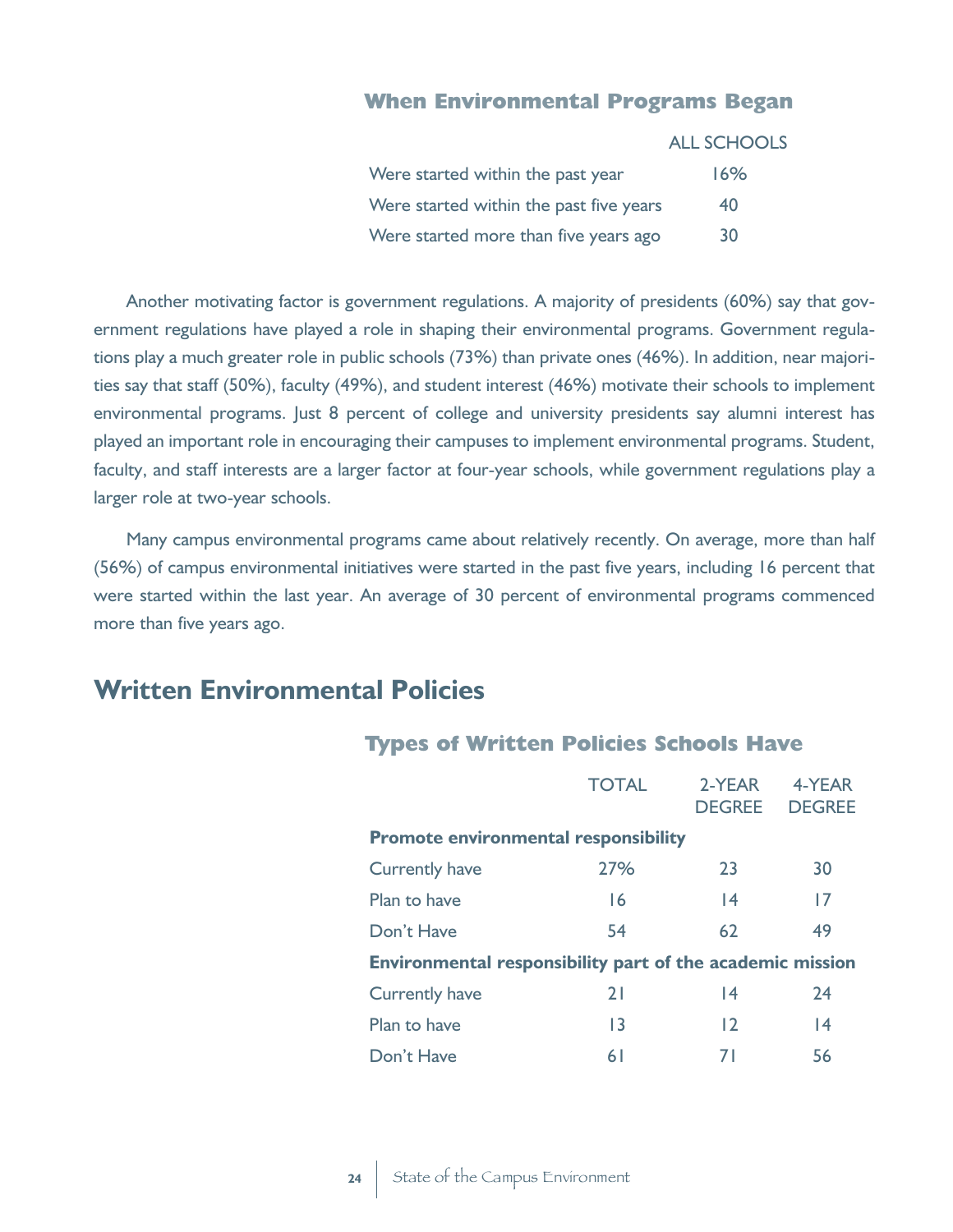### When Environmental Programs Began

| | ALL SCHOOLS |
|---|---|
| Were started within the past year | 16% |
| Were started within the past five years | 40 |
| Were started more than five years ago | 30 |

Another motivating factor is government regulations. A majority of presidents (60%) say that government regulations have played a role in shaping their environmental programs. Government regulations play a much greater role in public schools (73%) than private ones (46%). In addition, near majorities say that staff (50%), faculty (49%), and student interest (46%) motivate their schools to implement environmental programs. Just 8 percent of college and university presidents say alumni interest has played an important role in encouraging their campuses to implement environmental programs. Student, faculty, and staff interests are a larger factor at four-year schools, while government regulations play a larger role at two-year schools.

Many campus environmental programs came about relatively recently. On average, more than half (56%) of campus environmental initiatives were started in the past five years, including 16 percent that were started within the last year. An average of 30 percent of environmental programs commenced more than five years ago.

## Written Environmental Policies

### Types of Written Policies Schools Have

| | TOTAL | 2-YEAR DEGREE | 4-YEAR DEGREE |
|---|---|---|---|
| **Promote environmental responsibility** | | | |
| Currently have | 27% | 23 | 30 |
| Plan to have | 16 | 14 | 17 |
| Don't Have | 54 | 62 | 49 |
| **Environmental responsibility part of the academic mission** | | | |
| Currently have | 21 | 14 | 24 |
| Plan to have | 13 | 12 | 14 |
| Don't Have | 61 | 71 | 56 |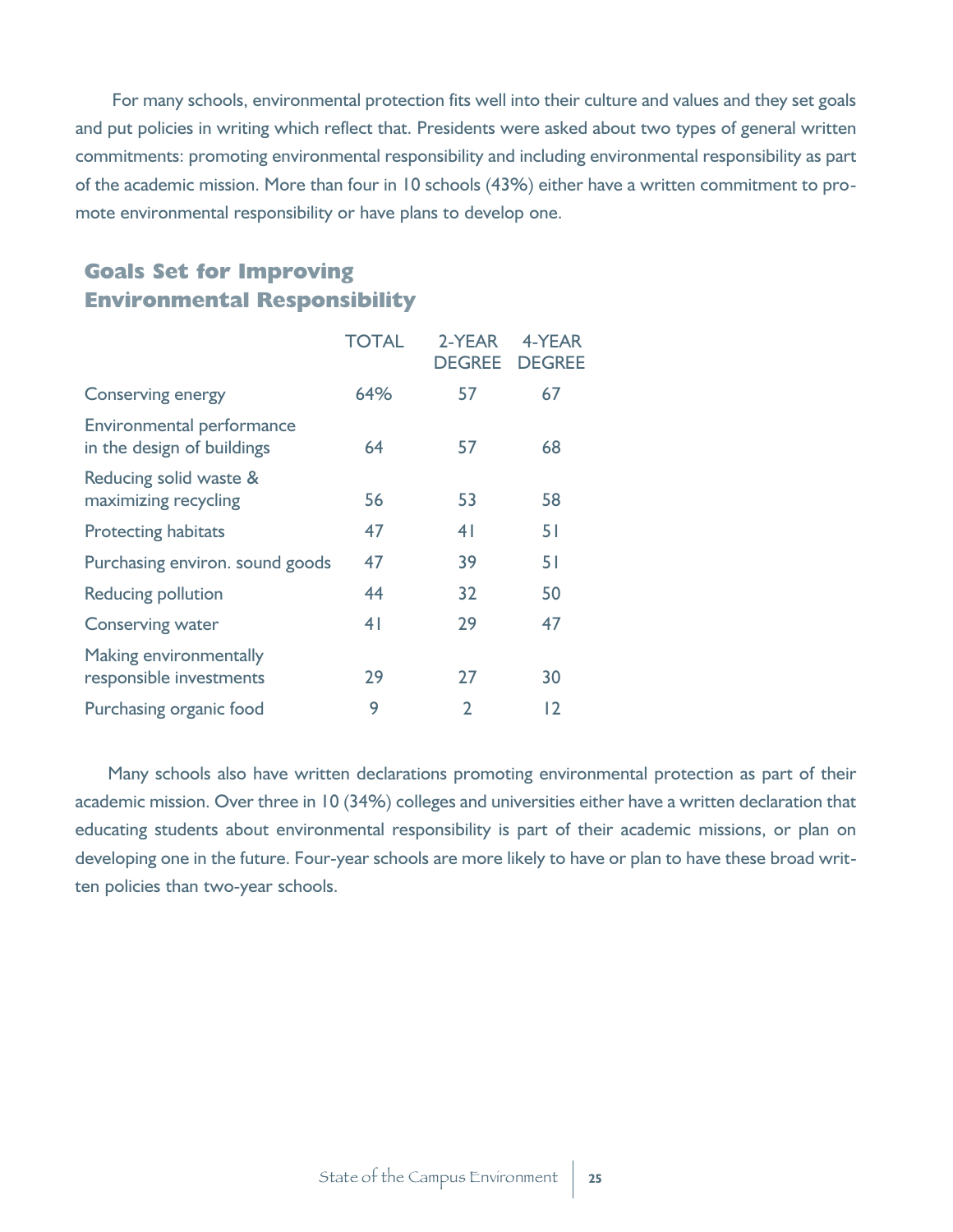For many schools, environmental protection fits well into their culture and values and they set goals and put policies in writing which reflect that. Presidents were asked about two types of general written commitments: promoting environmental responsibility and including environmental responsibility as part of the academic mission. More than four in 10 schools (43%) either have a written commitment to promote environmental responsibility or have plans to develop one.

## Goals Set for Improving Environmental Responsibility

| | TOTAL | 2-YEAR DEGREE | 4-YEAR DEGREE |
|---|---|---|---|
| Conserving energy | 64% | 57 | 67 |
| Environmental performance in the design of buildings | 64 | 57 | 68 |
| Reducing solid waste & maximizing recycling | 56 | 53 | 58 |
| Protecting habitats | 47 | 41 | 51 |
| Purchasing environ. sound goods | 47 | 39 | 51 |
| Reducing pollution | 44 | 32 | 50 |
| Conserving water | 41 | 29 | 47 |
| Making environmentally responsible investments | 29 | 27 | 30 |
| Purchasing organic food | 9 | 2 | 12 |

Many schools also have written declarations promoting environmental protection as part of their academic mission. Over three in 10 (34%) colleges and universities either have a written declaration that educating students about environmental responsibility is part of their academic missions, or plan on developing one in the future. Four-year schools are more likely to have or plan to have these broad written policies than two-year schools.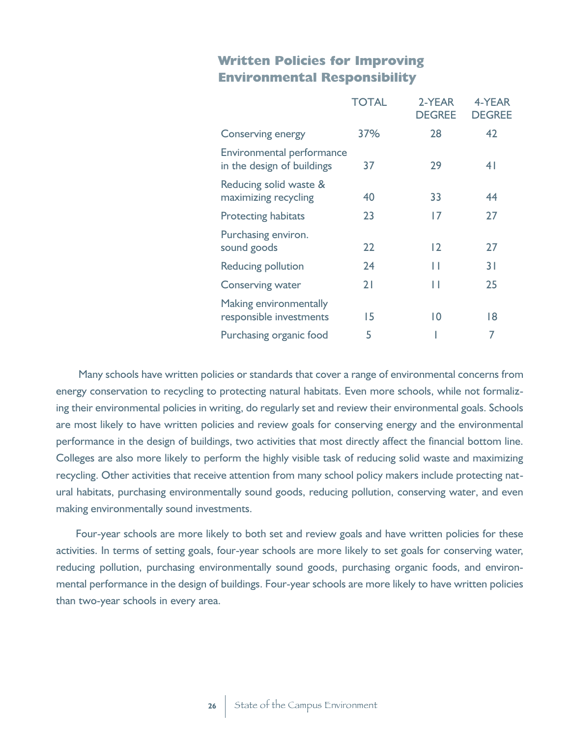## Written Policies for Improving Environmental Responsibility

| | TOTAL | 2-YEAR DEGREE | 4-YEAR DEGREE |
|---|---|---|---|
| Conserving energy | 37% | 28 | 42 |
| Environmental performance in the design of buildings | 37 | 29 | 41 |
| Reducing solid waste & maximizing recycling | 40 | 33 | 44 |
| Protecting habitats | 23 | 17 | 27 |
| Purchasing environ. sound goods | 22 | 12 | 27 |
| Reducing pollution | 24 | 11 | 31 |
| Conserving water | 21 | 11 | 25 |
| Making environmentally responsible investments | 15 | 10 | 18 |
| Purchasing organic food | 5 | 1 | 7 |

Many schools have written policies or standards that cover a range of environmental concerns from energy conservation to recycling to protecting natural habitats. Even more schools, while not formalizing their environmental policies in writing, do regularly set and review their environmental goals. Schools are most likely to have written policies and review goals for conserving energy and the environmental performance in the design of buildings, two activities that most directly affect the financial bottom line. Colleges are also more likely to perform the highly visible task of reducing solid waste and maximizing recycling. Other activities that receive attention from many school policy makers include protecting natural habitats, purchasing environmentally sound goods, reducing pollution, conserving water, and even making environmentally sound investments.

Four-year schools are more likely to both set and review goals and have written policies for these activities. In terms of setting goals, four-year schools are more likely to set goals for conserving water, reducing pollution, purchasing environmentally sound goods, purchasing organic foods, and environmental performance in the design of buildings. Four-year schools are more likely to have written policies than two-year schools in every area.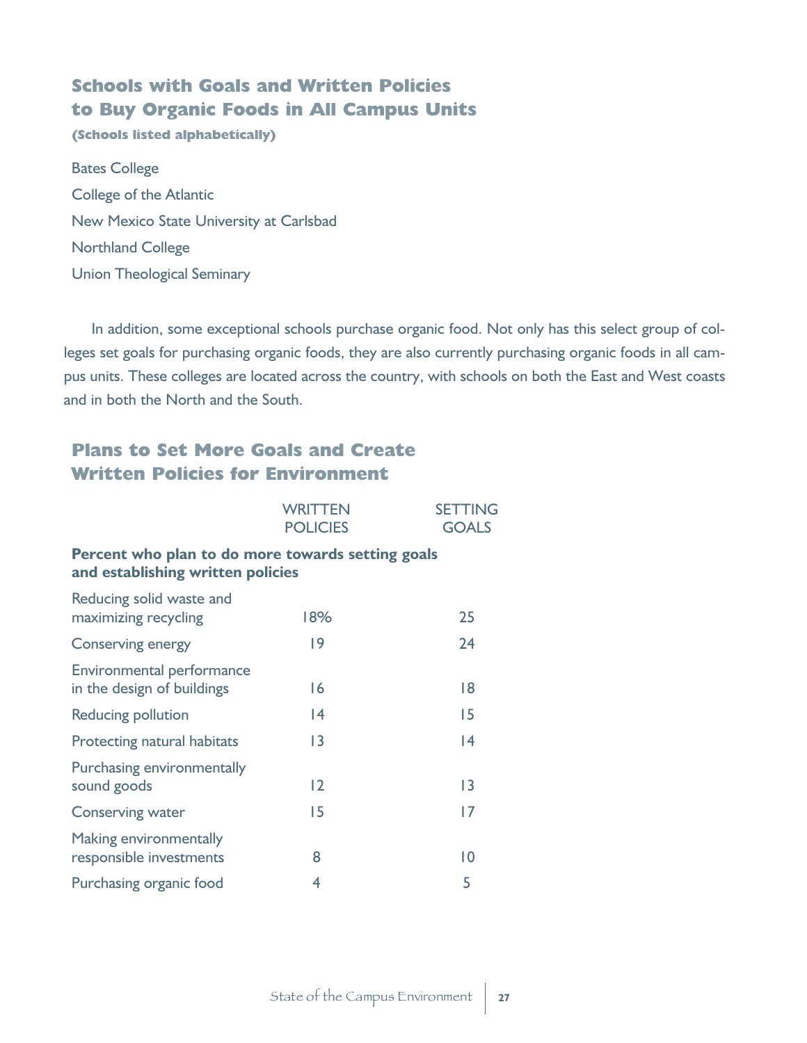## Schools with Goals and Written Policies to Buy Organic Foods in All Campus Units

**(Schools listed alphabetically)**

Bates College

College of the Atlantic

New Mexico State University at Carlsbad

Northland College

Union Theological Seminary

In addition, some exceptional schools purchase organic food. Not only has this select group of colleges set goals for purchasing organic foods, they are also currently purchasing organic foods in all campus units. These colleges are located across the country, with schools on both the East and West coasts and in both the North and the South.

## Plans to Set More Goals and Create Written Policies for Environment

| | WRITTEN POLICIES | SETTING GOALS |
|---|---|---|
| **Percent who plan to do more towards setting goals and establishing written policies** | | |
| Reducing solid waste and maximizing recycling | 18% | 25 |
| Conserving energy | 19 | 24 |
| Environmental performance in the design of buildings | 16 | 18 |
| Reducing pollution | 14 | 15 |
| Protecting natural habitats | 13 | 14 |
| Purchasing environmentally sound goods | 12 | 13 |
| Conserving water | 15 | 17 |
| Making environmentally responsible investments | 8 | 10 |
| Purchasing organic food | 4 | 5 |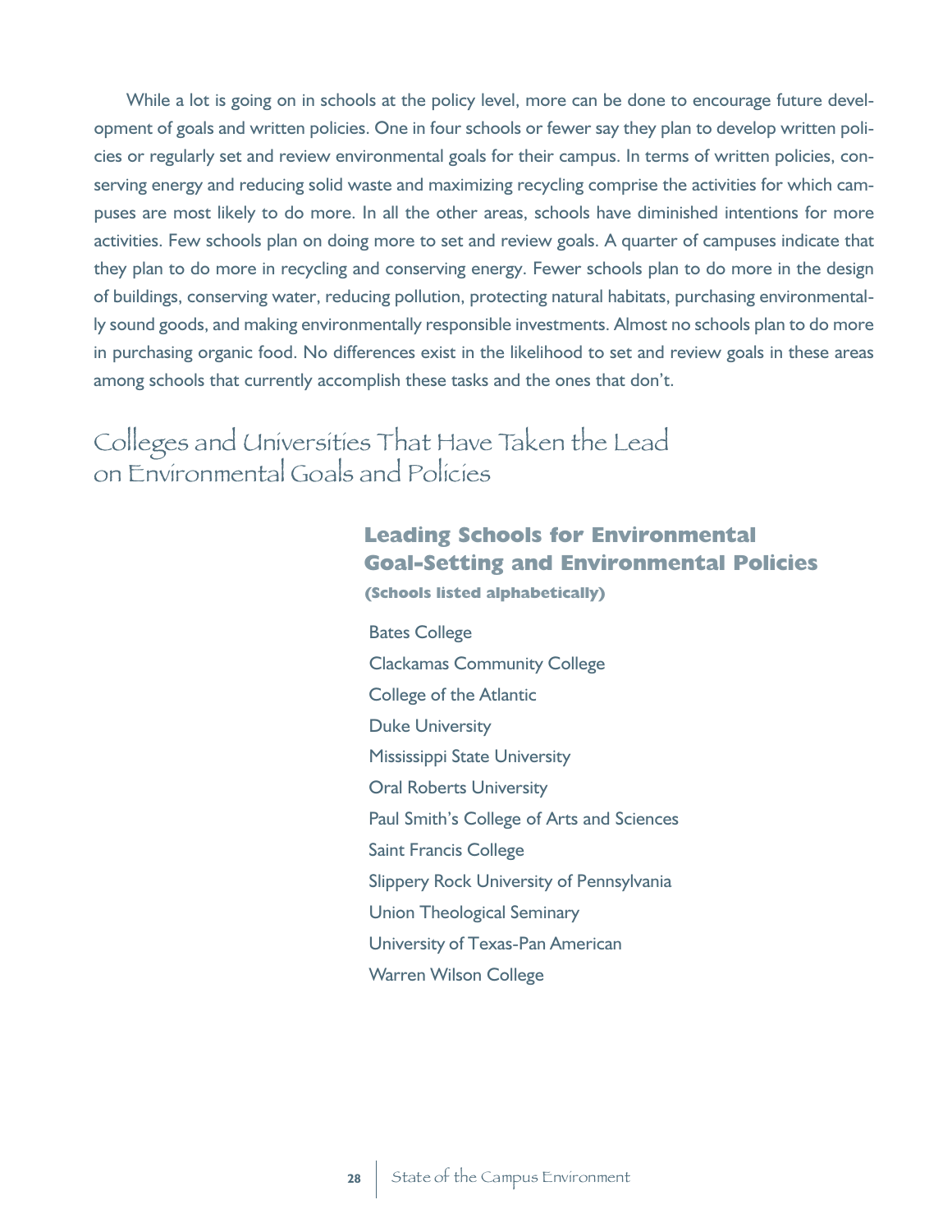While a lot is going on in schools at the policy level, more can be done to encourage future development of goals and written policies. One in four schools or fewer say they plan to develop written policies or regularly set and review environmental goals for their campus. In terms of written policies, conserving energy and reducing solid waste and maximizing recycling comprise the activities for which campuses are most likely to do more. In all the other areas, schools have diminished intentions for more activities. Few schools plan on doing more to set and review goals. A quarter of campuses indicate that they plan to do more in recycling and conserving energy. Fewer schools plan to do more in the design of buildings, conserving water, reducing pollution, protecting natural habitats, purchasing environmentally sound goods, and making environmentally responsible investments. Almost no schools plan to do more in purchasing organic food. No differences exist in the likelihood to set and review goals in these areas among schools that currently accomplish these tasks and the ones that don't.

## Colleges and Universities That Have Taken the Lead on Environmental Goals and Policies

### Leading Schools for Environmental Goal-Setting and Environmental Policies

**(Schools listed alphabetically)**

- Bates College
- Clackamas Community College
- College of the Atlantic
- Duke University
- Mississippi State University
- Oral Roberts University
- Paul Smith's College of Arts and Sciences
- Saint Francis College
- Slippery Rock University of Pennsylvania
- Union Theological Seminary
- University of Texas-Pan American
- Warren Wilson College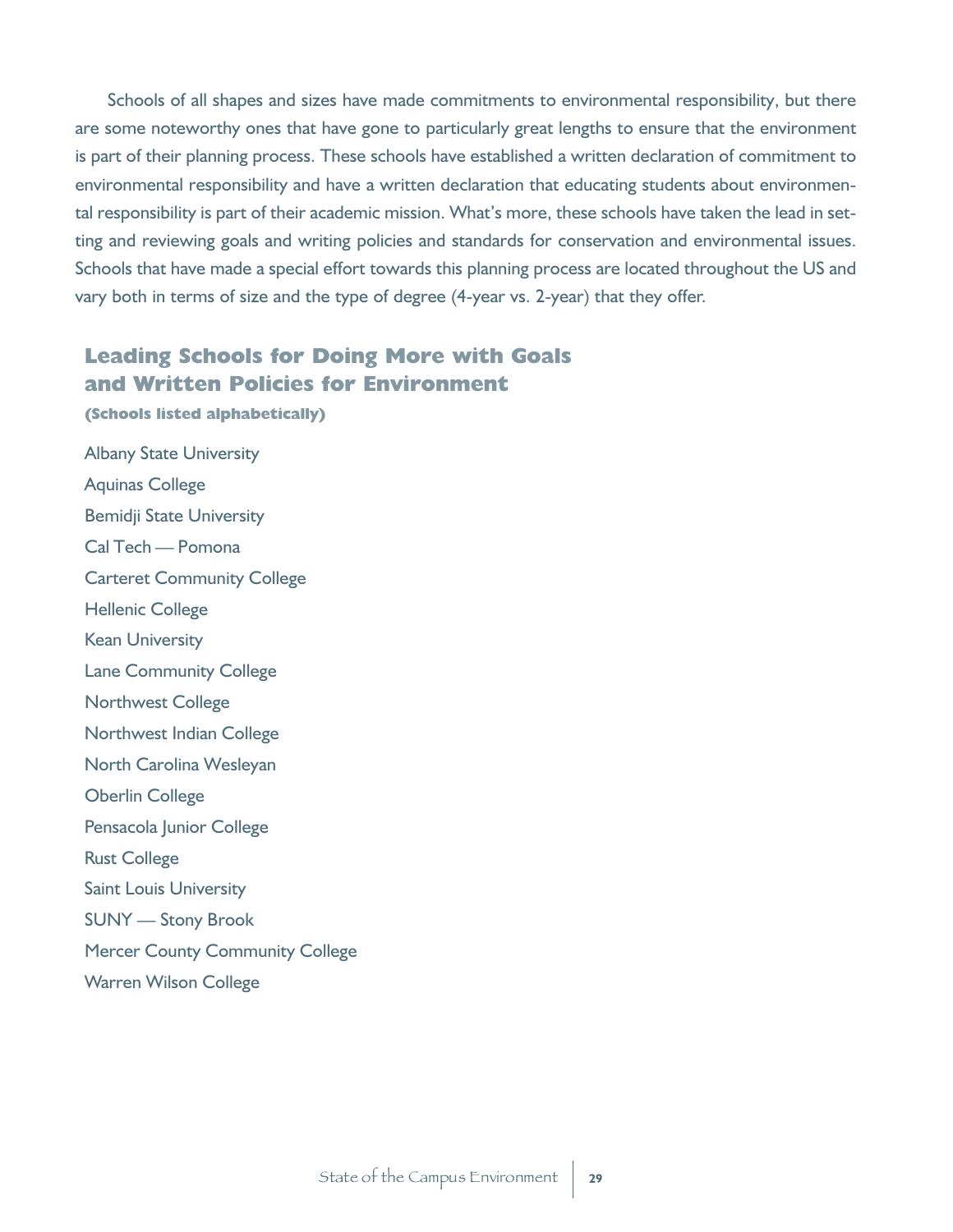Schools of all shapes and sizes have made commitments to environmental responsibility, but there are some noteworthy ones that have gone to particularly great lengths to ensure that the environment is part of their planning process. These schools have established a written declaration of commitment to environmental responsibility and have a written declaration that educating students about environmental responsibility is part of their academic mission. What's more, these schools have taken the lead in setting and reviewing goals and writing policies and standards for conservation and environmental issues. Schools that have made a special effort towards this planning process are located throughout the US and vary both in terms of size and the type of degree (4-year vs. 2-year) that they offer.

## Leading Schools for Doing More with Goals and Written Policies for Environment

**(Schools listed alphabetically)**

Albany State University

Aquinas College

Bemidji State University

Cal Tech — Pomona

Carteret Community College

Hellenic College

Kean University

Lane Community College

Northwest College

Northwest Indian College

North Carolina Wesleyan

Oberlin College

Pensacola Junior College

Rust College

Saint Louis University

SUNY — Stony Brook

Mercer County Community College

Warren Wilson College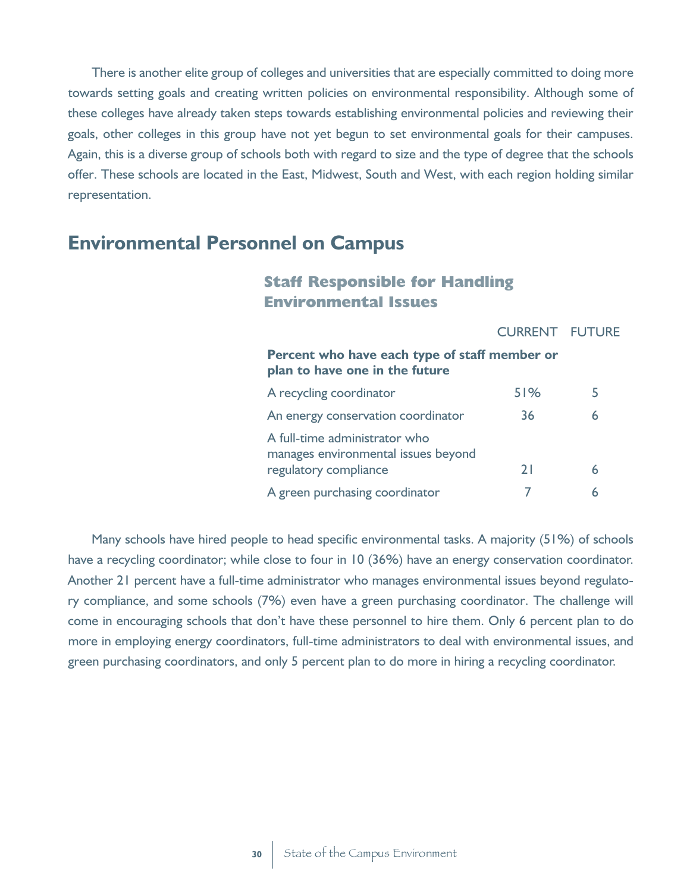There is another elite group of colleges and universities that are especially committed to doing more towards setting goals and creating written policies on environmental responsibility. Although some of these colleges have already taken steps towards establishing environmental policies and reviewing their goals, other colleges in this group have not yet begun to set environmental goals for their campuses. Again, this is a diverse group of schools both with regard to size and the type of degree that the schools offer. These schools are located in the East, Midwest, South and West, with each region holding similar representation.

## Environmental Personnel on Campus

### Staff Responsible for Handling Environmental Issues

| | CURRENT | FUTURE |
|---|---|---|
| **Percent who have each type of staff member or plan to have one in the future** | | |
| A recycling coordinator | 51% | 5 |
| An energy conservation coordinator | 36 | 6 |
| A full-time administrator who manages environmental issues beyond regulatory compliance | 21 | 6 |
| A green purchasing coordinator | 7 | 6 |

Many schools have hired people to head specific environmental tasks. A majority (51%) of schools have a recycling coordinator; while close to four in 10 (36%) have an energy conservation coordinator. Another 21 percent have a full-time administrator who manages environmental issues beyond regulatory compliance, and some schools (7%) even have a green purchasing coordinator. The challenge will come in encouraging schools that don't have these personnel to hire them. Only 6 percent plan to do more in employing energy coordinators, full-time administrators to deal with environmental issues, and green purchasing coordinators, and only 5 percent plan to do more in hiring a recycling coordinator.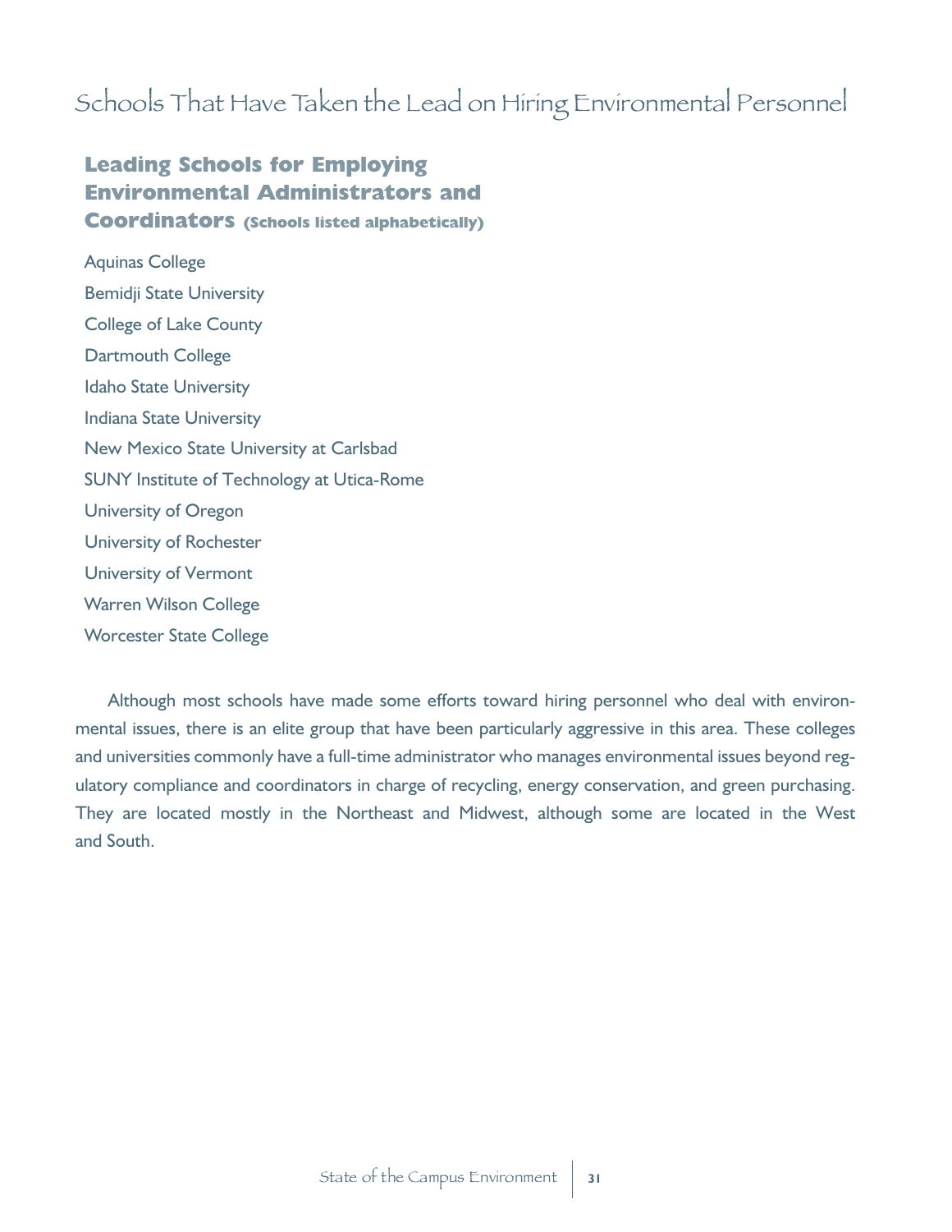# Schools That Have Taken the Lead on Hiring Environmental Personnel

## Leading Schools for Employing Environmental Administrators and Coordinators (Schools listed alphabetically)

Aquinas College
Bemidji State University
College of Lake County
Dartmouth College
Idaho State University
Indiana State University
New Mexico State University at Carlsbad
SUNY Institute of Technology at Utica-Rome
University of Oregon
University of Rochester
University of Vermont
Warren Wilson College
Worcester State College

Although most schools have made some efforts toward hiring personnel who deal with environmental issues, there is an elite group that have been particularly aggressive in this area. These colleges and universities commonly have a full-time administrator who manages environmental issues beyond regulatory compliance and coordinators in charge of recycling, energy conservation, and green purchasing. They are located mostly in the Northeast and Midwest, although some are located in the West and South.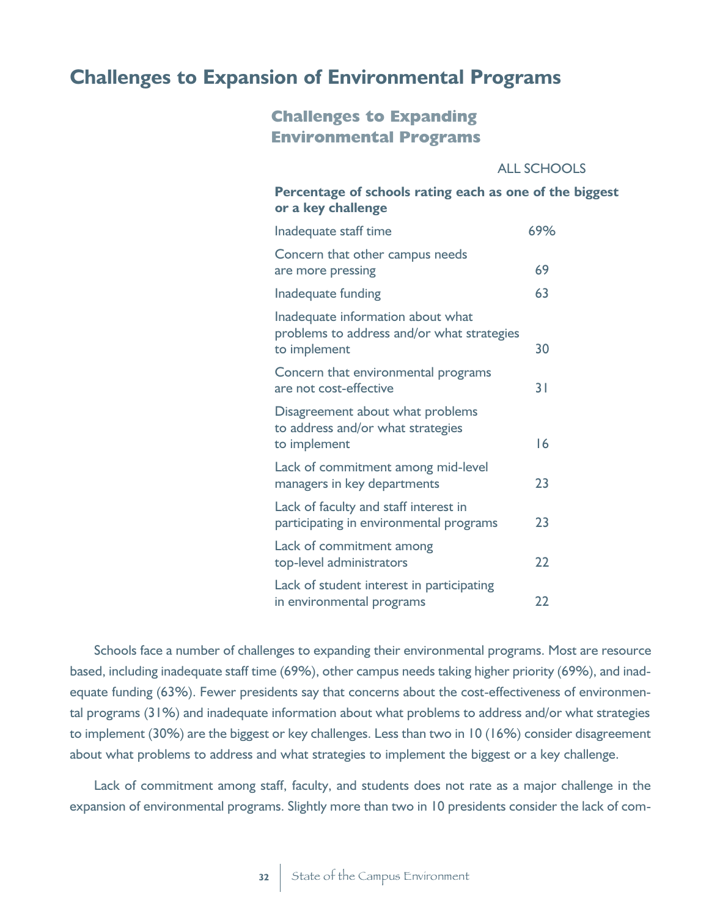# Challenges to Expansion of Environmental Programs

## Challenges to Expanding Environmental Programs

| Percentage of schools rating each as one of the biggest or a key challenge | ALL SCHOOLS |
|---|---|
| Inadequate staff time | 69% |
| Concern that other campus needs are more pressing | 69 |
| Inadequate funding | 63 |
| Inadequate information about what problems to address and/or what strategies to implement | 30 |
| Concern that environmental programs are not cost-effective | 31 |
| Disagreement about what problems to address and/or what strategies to implement | 16 |
| Lack of commitment among mid-level managers in key departments | 23 |
| Lack of faculty and staff interest in participating in environmental programs | 23 |
| Lack of commitment among top-level administrators | 22 |
| Lack of student interest in participating in environmental programs | 22 |

Schools face a number of challenges to expanding their environmental programs. Most are resource based, including inadequate staff time (69%), other campus needs taking higher priority (69%), and inadequate funding (63%). Fewer presidents say that concerns about the cost-effectiveness of environmental programs (31%) and inadequate information about what problems to address and/or what strategies to implement (30%) are the biggest or key challenges. Less than two in 10 (16%) consider disagreement about what problems to address and what strategies to implement the biggest or a key challenge.

Lack of commitment among staff, faculty, and students does not rate as a major challenge in the expansion of environmental programs. Slightly more than two in 10 presidents consider the lack of com-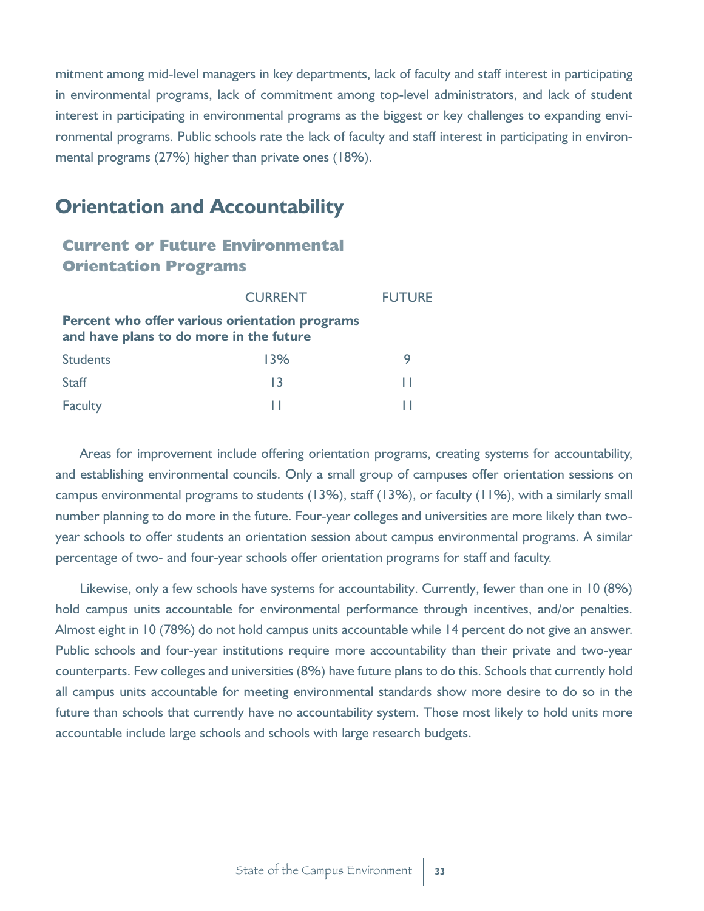mitment among mid-level managers in key departments, lack of faculty and staff interest in participating in environmental programs, lack of commitment among top-level administrators, and lack of student interest in participating in environmental programs as the biggest or key challenges to expanding environmental programs. Public schools rate the lack of faculty and staff interest in participating in environmental programs (27%) higher than private ones (18%).

## Orientation and Accountability

### Current or Future Environmental Orientation Programs

| | CURRENT | FUTURE |
|---|---|---|
| **Percent who offer various orientation programs and have plans to do more in the future** | | |
| Students | 13% | 9 |
| Staff | 13 | 11 |
| Faculty | 11 | 11 |

Areas for improvement include offering orientation programs, creating systems for accountability, and establishing environmental councils. Only a small group of campuses offer orientation sessions on campus environmental programs to students (13%), staff (13%), or faculty (11%), with a similarly small number planning to do more in the future. Four-year colleges and universities are more likely than two-year schools to offer students an orientation session about campus environmental programs. A similar percentage of two- and four-year schools offer orientation programs for staff and faculty.

Likewise, only a few schools have systems for accountability. Currently, fewer than one in 10 (8%) hold campus units accountable for environmental performance through incentives, and/or penalties. Almost eight in 10 (78%) do not hold campus units accountable while 14 percent do not give an answer. Public schools and four-year institutions require more accountability than their private and two-year counterparts. Few colleges and universities (8%) have future plans to do this. Schools that currently hold all campus units accountable for meeting environmental standards show more desire to do so in the future than schools that currently have no accountability system. Those most likely to hold units more accountable include large schools and schools with large research budgets.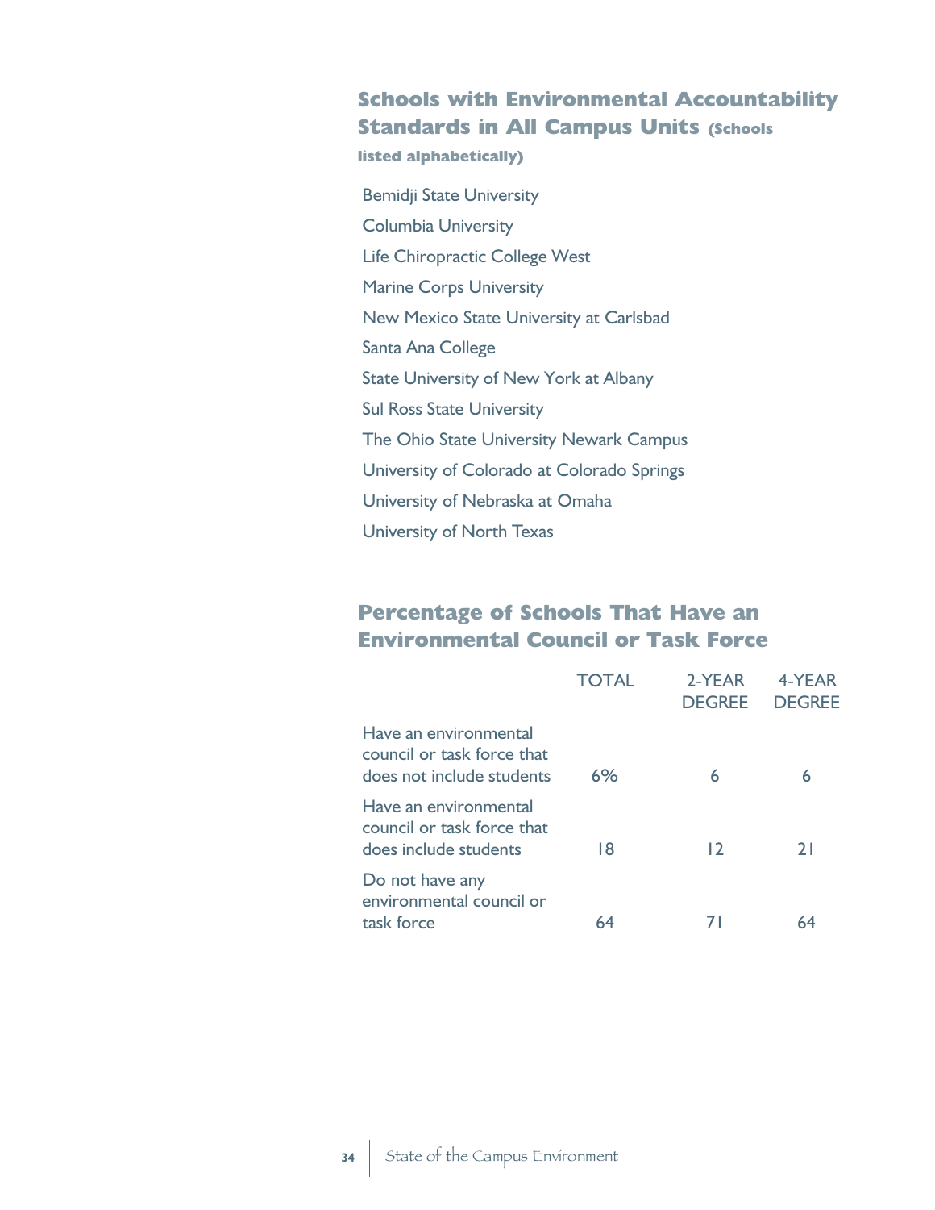## Schools with Environmental Accountability Standards in All Campus Units (Schools listed alphabetically)

Bemidji State University

Columbia University

Life Chiropractic College West

Marine Corps University

New Mexico State University at Carlsbad

Santa Ana College

State University of New York at Albany

Sul Ross State University

The Ohio State University Newark Campus

University of Colorado at Colorado Springs

University of Nebraska at Omaha

University of North Texas

## Percentage of Schools That Have an Environmental Council or Task Force

| | TOTAL | 2-YEAR DEGREE | 4-YEAR DEGREE |
|---|---|---|---|
| Have an environmental council or task force that does not include students | 6% | 6 | 6 |
| Have an environmental council or task force that does include students | 18 | 12 | 21 |
| Do not have any environmental council or task force | 64 | 71 | 64 |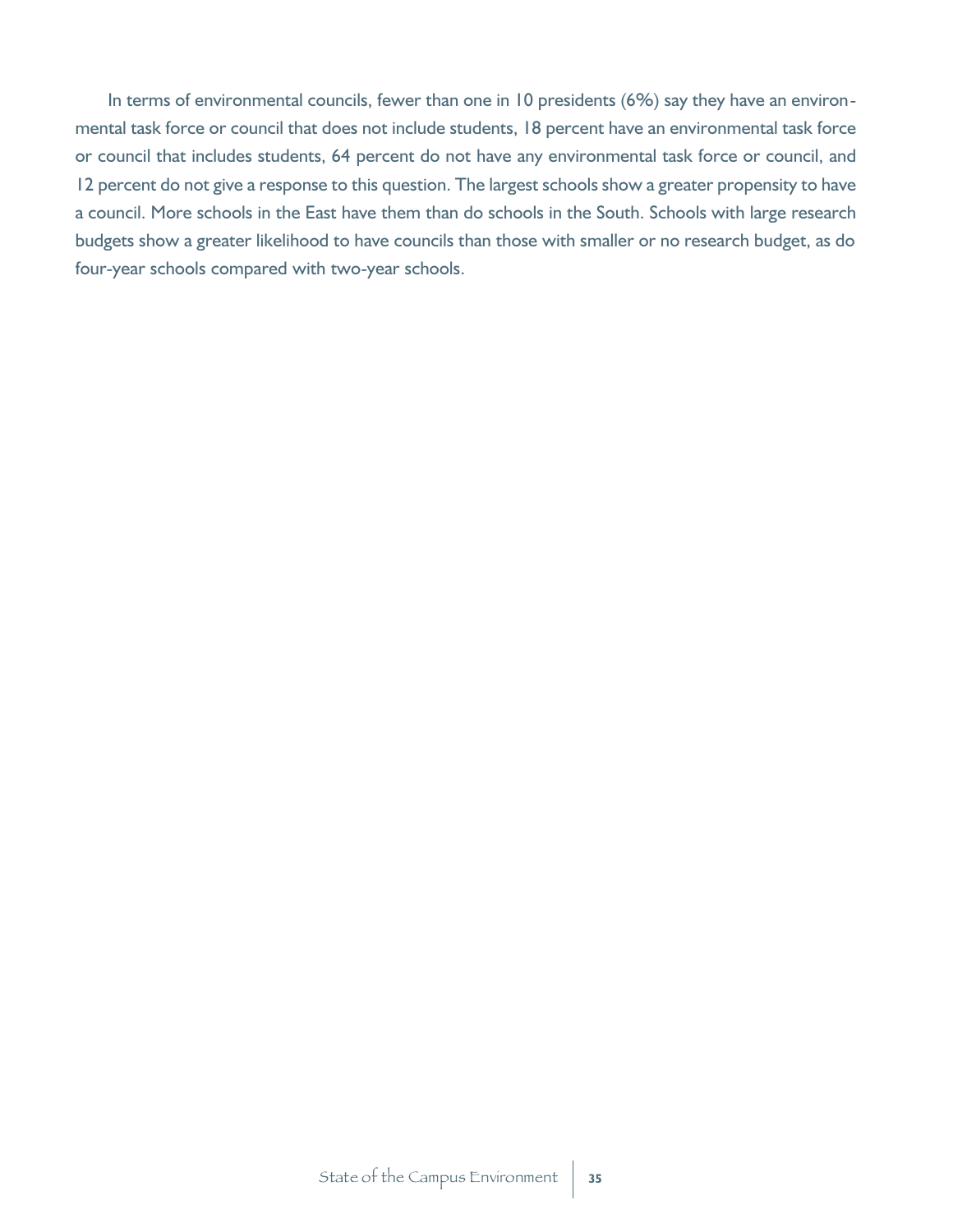In terms of environmental councils, fewer than one in 10 presidents (6%) say they have an environmental task force or council that does not include students, 18 percent have an environmental task force or council that includes students, 64 percent do not have any environmental task force or council, and 12 percent do not give a response to this question. The largest schools show a greater propensity to have a council. More schools in the East have them than do schools in the South. Schools with large research budgets show a greater likelihood to have councils than those with smaller or no research budget, as do four-year schools compared with two-year schools.